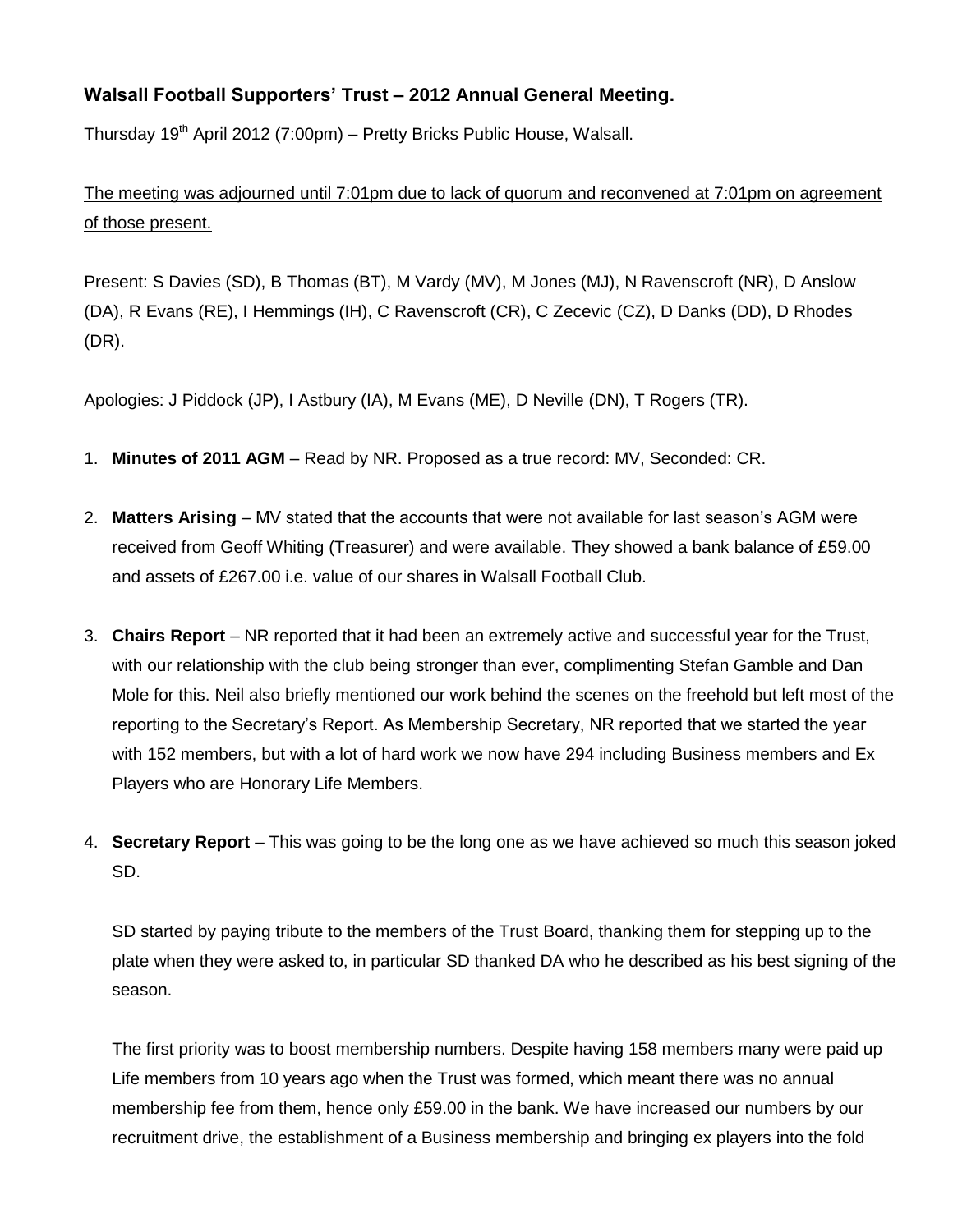### **Walsall Football Supporters' Trust – 2012 Annual General Meeting.**

Thursday 19th April 2012 (7:00pm) – Pretty Bricks Public House, Walsall.

The meeting was adjourned until 7:01pm due to lack of quorum and reconvened at 7:01pm on agreement of those present.

Present: S Davies (SD), B Thomas (BT), M Vardy (MV), M Jones (MJ), N Ravenscroft (NR), D Anslow (DA), R Evans (RE), I Hemmings (IH), C Ravenscroft (CR), C Zecevic (CZ), D Danks (DD), D Rhodes (DR).

Apologies: J Piddock (JP), I Astbury (IA), M Evans (ME), D Neville (DN), T Rogers (TR).

1. **Minutes of 2011 AGM** – Read by NR. Proposed as a true record: MV, Seconded: CR.

2. **Matters Arising** – MV stated that the accounts that were not available for last season's AGM were received from Geoff Whiting (Treasurer) and were available. They showed a bank balance of £59.00 and assets of £267.00 i.e. value of our shares in Walsall Football Club.

3. **Chairs Report** – NR reported that it had been an extremely active and successful year for the Trust, with our relationship with the club being stronger than ever, complimenting Stefan Gamble and Dan Mole for this. Neil also briefly mentioned our work behind the scenes on the freehold but left most of the reporting to the Secretary's Report. As Membership Secretary, NR reported that we started the year with 152 members, but with a lot of hard work we now have 294 including Business members and Ex Players who are Honorary Life Members.

4. **Secretary Report** – This was going to be the long one as we have achieved so much this season joked SD.

   SD started by paying tribute to the members of the Trust Board, thanking them for stepping up to the plate when they were asked to, in particular SD thanked DA who he described as his best signing of the season.

   The first priority was to boost membership numbers. Despite having 158 members many were paid up Life members from 10 years ago when the Trust was formed, which meant there was no annual membership fee from them, hence only £59.00 in the bank. We have increased our numbers by our recruitment drive, the establishment of a Business membership and bringing ex players into the fold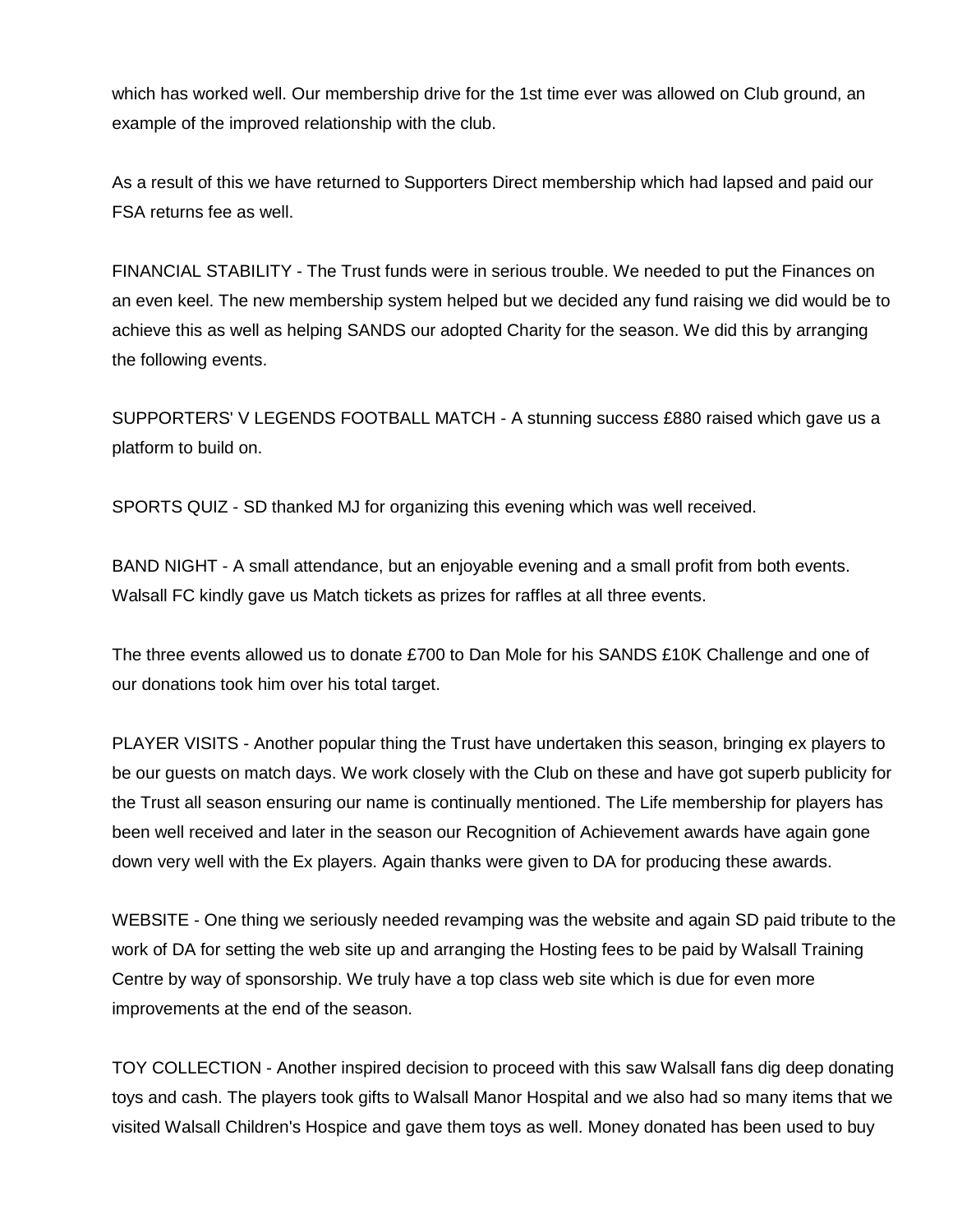which has worked well. Our membership drive for the 1st time ever was allowed on Club ground, an example of the improved relationship with the club.

As a result of this we have returned to Supporters Direct membership which had lapsed and paid our FSA returns fee as well.

FINANCIAL STABILITY - The Trust funds were in serious trouble. We needed to put the Finances on an even keel. The new membership system helped but we decided any fund raising we did would be to achieve this as well as helping SANDS our adopted Charity for the season. We did this by arranging the following events.

SUPPORTERS' V LEGENDS FOOTBALL MATCH - A stunning success £880 raised which gave us a platform to build on.

SPORTS QUIZ - SD thanked MJ for organizing this evening which was well received.

BAND NIGHT - A small attendance, but an enjoyable evening and a small profit from both events. Walsall FC kindly gave us Match tickets as prizes for raffles at all three events.

The three events allowed us to donate £700 to Dan Mole for his SANDS £10K Challenge and one of our donations took him over his total target.

PLAYER VISITS - Another popular thing the Trust have undertaken this season, bringing ex players to be our guests on match days. We work closely with the Club on these and have got superb publicity for the Trust all season ensuring our name is continually mentioned. The Life membership for players has been well received and later in the season our Recognition of Achievement awards have again gone down very well with the Ex players. Again thanks were given to DA for producing these awards.

WEBSITE - One thing we seriously needed revamping was the website and again SD paid tribute to the work of DA for setting the web site up and arranging the Hosting fees to be paid by Walsall Training Centre by way of sponsorship. We truly have a top class web site which is due for even more improvements at the end of the season.

TOY COLLECTION - Another inspired decision to proceed with this saw Walsall fans dig deep donating toys and cash. The players took gifts to Walsall Manor Hospital and we also had so many items that we visited Walsall Children's Hospice and gave them toys as well. Money donated has been used to buy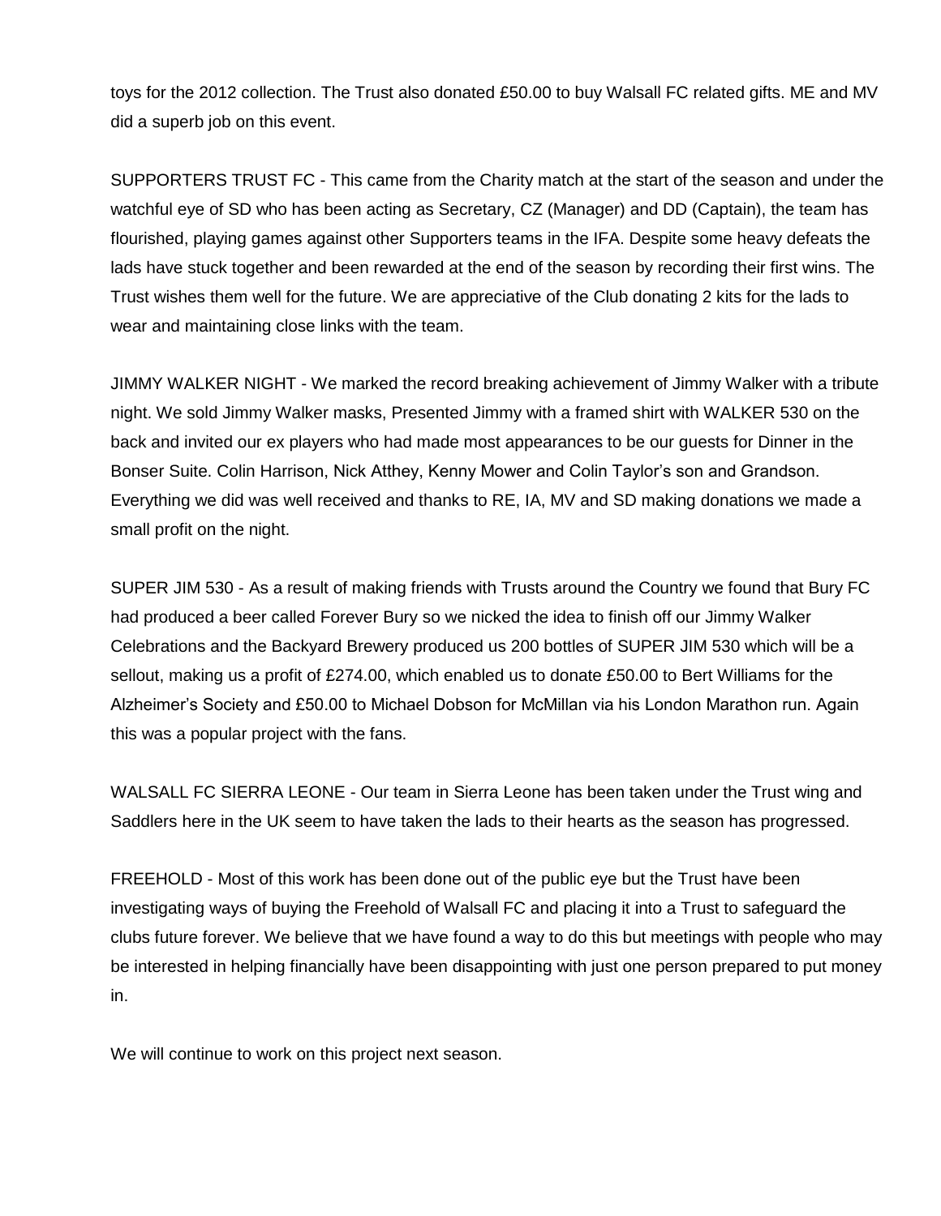toys for the 2012 collection. The Trust also donated £50.00 to buy Walsall FC related gifts. ME and MV did a superb job on this event.

SUPPORTERS TRUST FC - This came from the Charity match at the start of the season and under the watchful eye of SD who has been acting as Secretary, CZ (Manager) and DD (Captain), the team has flourished, playing games against other Supporters teams in the IFA. Despite some heavy defeats the lads have stuck together and been rewarded at the end of the season by recording their first wins. The Trust wishes them well for the future. We are appreciative of the Club donating 2 kits for the lads to wear and maintaining close links with the team.

JIMMY WALKER NIGHT - We marked the record breaking achievement of Jimmy Walker with a tribute night. We sold Jimmy Walker masks, Presented Jimmy with a framed shirt with WALKER 530 on the back and invited our ex players who had made most appearances to be our guests for Dinner in the Bonser Suite. Colin Harrison, Nick Atthey, Kenny Mower and Colin Taylor's son and Grandson. Everything we did was well received and thanks to RE, IA, MV and SD making donations we made a small profit on the night.

SUPER JIM 530 - As a result of making friends with Trusts around the Country we found that Bury FC had produced a beer called Forever Bury so we nicked the idea to finish off our Jimmy Walker Celebrations and the Backyard Brewery produced us 200 bottles of SUPER JIM 530 which will be a sellout, making us a profit of £274.00, which enabled us to donate £50.00 to Bert Williams for the Alzheimer's Society and £50.00 to Michael Dobson for McMillan via his London Marathon run. Again this was a popular project with the fans.

WALSALL FC SIERRA LEONE - Our team in Sierra Leone has been taken under the Trust wing and Saddlers here in the UK seem to have taken the lads to their hearts as the season has progressed.

FREEHOLD - Most of this work has been done out of the public eye but the Trust have been investigating ways of buying the Freehold of Walsall FC and placing it into a Trust to safeguard the clubs future forever. We believe that we have found a way to do this but meetings with people who may be interested in helping financially have been disappointing with just one person prepared to put money in.

We will continue to work on this project next season.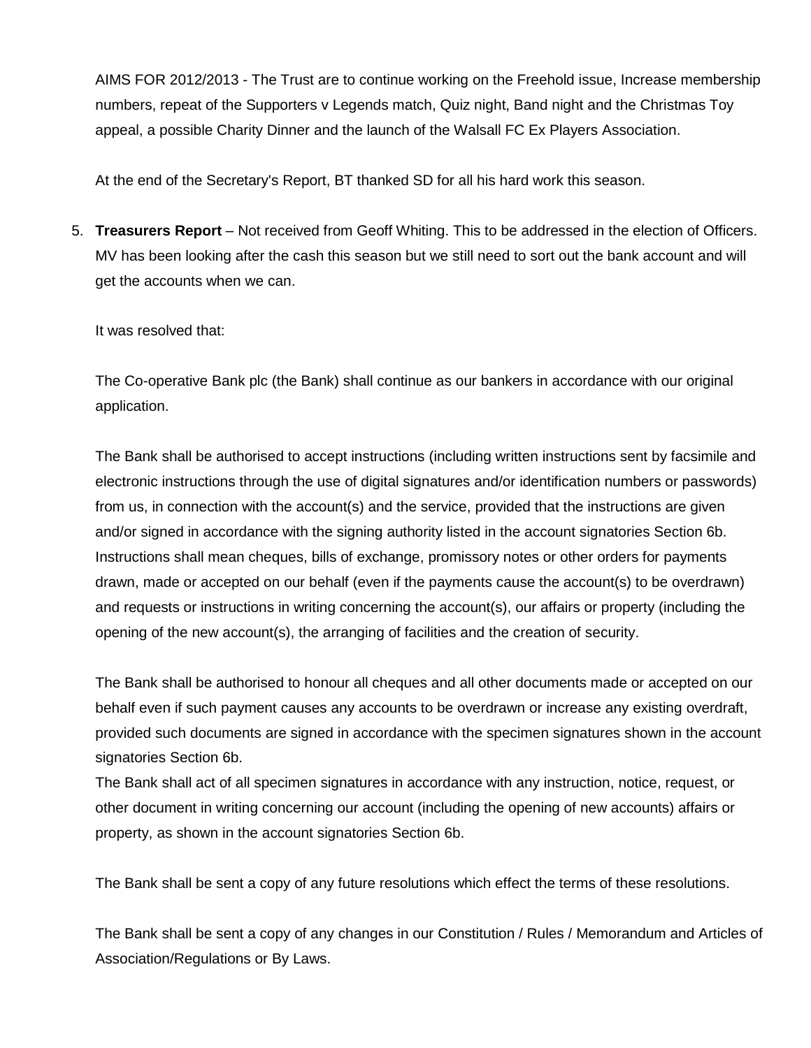AIMS FOR 2012/2013 - The Trust are to continue working on the Freehold issue, Increase membership numbers, repeat of the Supporters v Legends match, Quiz night, Band night and the Christmas Toy appeal, a possible Charity Dinner and the launch of the Walsall FC Ex Players Association.

At the end of the Secretary's Report, BT thanked SD for all his hard work this season.

5. **Treasurers Report** – Not received from Geoff Whiting. This to be addressed in the election of Officers. MV has been looking after the cash this season but we still need to sort out the bank account and will get the accounts when we can.

   It was resolved that:

   The Co-operative Bank plc (the Bank) shall continue as our bankers in accordance with our original application.

   The Bank shall be authorised to accept instructions (including written instructions sent by facsimile and electronic instructions through the use of digital signatures and/or identification numbers or passwords) from us, in connection with the account(s) and the service, provided that the instructions are given and/or signed in accordance with the signing authority listed in the account signatories Section 6b. Instructions shall mean cheques, bills of exchange, promissory notes or other orders for payments drawn, made or accepted on our behalf (even if the payments cause the account(s) to be overdrawn) and requests or instructions in writing concerning the account(s), our affairs or property (including the opening of the new account(s), the arranging of facilities and the creation of security.

   The Bank shall be authorised to honour all cheques and all other documents made or accepted on our behalf even if such payment causes any accounts to be overdrawn or increase any existing overdraft, provided such documents are signed in accordance with the specimen signatures shown in the account signatories Section 6b.
   The Bank shall act of all specimen signatures in accordance with any instruction, notice, request, or other document in writing concerning our account (including the opening of new accounts) affairs or property, as shown in the account signatories Section 6b.

   The Bank shall be sent a copy of any future resolutions which effect the terms of these resolutions.

   The Bank shall be sent a copy of any changes in our Constitution / Rules / Memorandum and Articles of Association/Regulations or By Laws.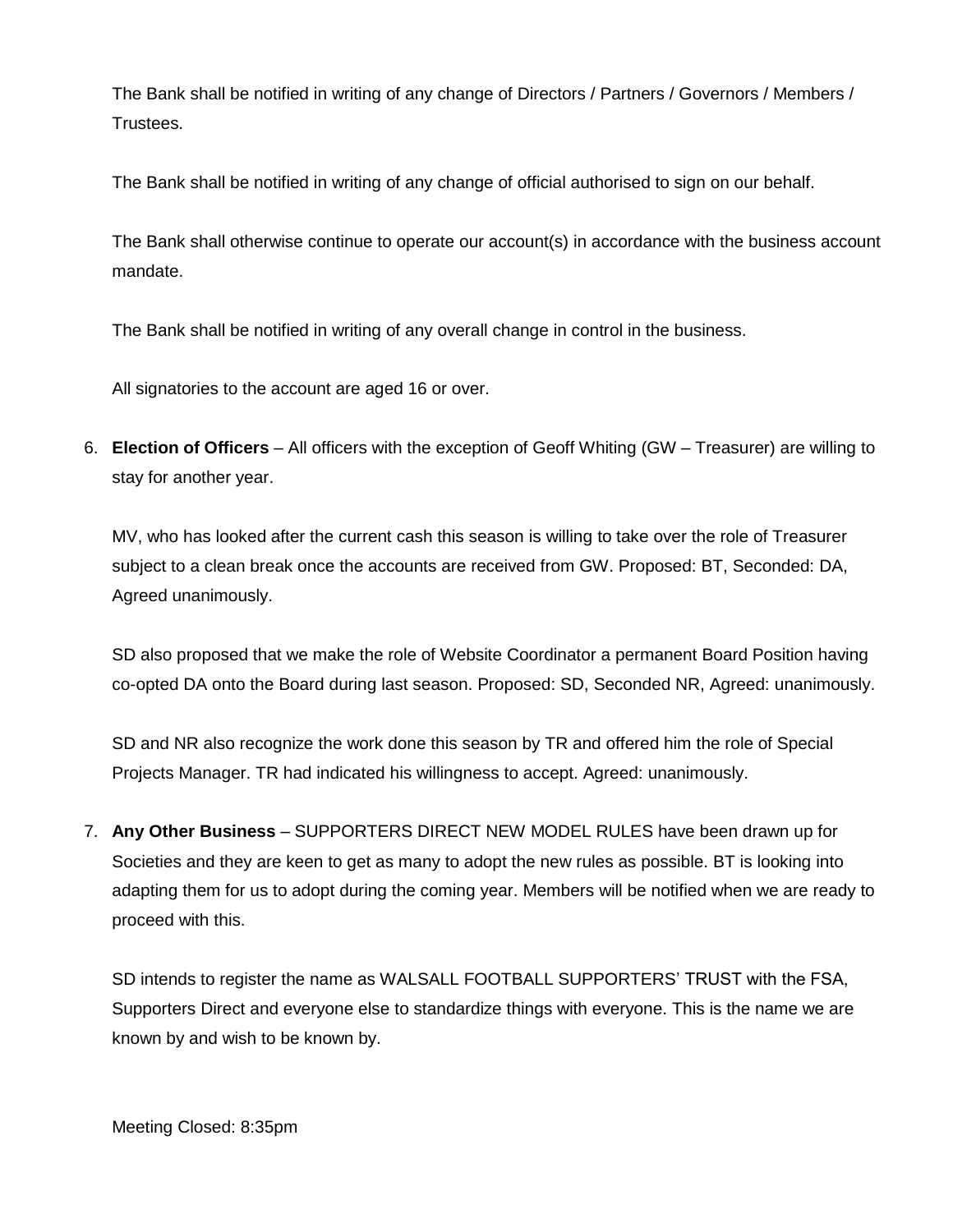The Bank shall be notified in writing of any change of Directors / Partners / Governors / Members / Trustees.

The Bank shall be notified in writing of any change of official authorised to sign on our behalf.

The Bank shall otherwise continue to operate our account(s) in accordance with the business account mandate.

The Bank shall be notified in writing of any overall change in control in the business.

All signatories to the account are aged 16 or over.

6. **Election of Officers** – All officers with the exception of Geoff Whiting (GW – Treasurer) are willing to stay for another year.

   MV, who has looked after the current cash this season is willing to take over the role of Treasurer subject to a clean break once the accounts are received from GW. Proposed: BT, Seconded: DA, Agreed unanimously.

   SD also proposed that we make the role of Website Coordinator a permanent Board Position having co-opted DA onto the Board during last season. Proposed: SD, Seconded NR, Agreed: unanimously.

   SD and NR also recognize the work done this season by TR and offered him the role of Special Projects Manager. TR had indicated his willingness to accept. Agreed: unanimously.

7. **Any Other Business** – SUPPORTERS DIRECT NEW MODEL RULES have been drawn up for Societies and they are keen to get as many to adopt the new rules as possible. BT is looking into adapting them for us to adopt during the coming year. Members will be notified when we are ready to proceed with this.

   SD intends to register the name as WALSALL FOOTBALL SUPPORTERS' TRUST with the FSA, Supporters Direct and everyone else to standardize things with everyone. This is the name we are known by and wish to be known by.

Meeting Closed: 8:35pm